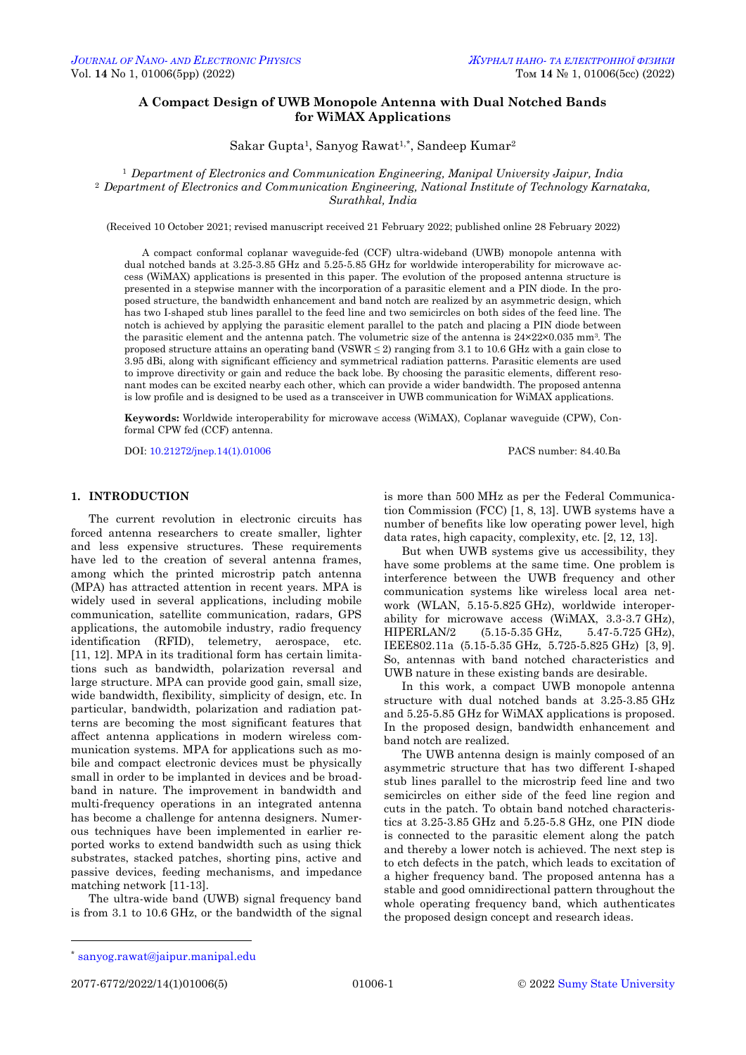# A Compact Design of UWB Monopole Antenna with Dual Notched Bands for WiMAX Applications

Sakar Gupta[1], Sanyog Rawat[1,*], Sandeep Kumar[2]

[1] *Department of Electronics and Communication Engineering, Manipal University Jaipur, India*
[2] *Department of Electronics and Communication Engineering, National Institute of Technology Karnataka, Surathkal, India*

(Received 10 October 2021; revised manuscript received 21 February 2022; published online 28 February 2022)

A compact conformal coplanar waveguide-fed (CCF) ultra-wideband (UWB) monopole antenna with dual notched bands at 3.25-3.85 GHz and 5.25-5.85 GHz for worldwide interoperability for microwave access (WiMAX) applications is presented in this paper. The evolution of the proposed antenna structure is presented in a stepwise manner with the incorporation of a parasitic element and a PIN diode. In the proposed structure, the bandwidth enhancement and band notch are realized by an asymmetric design, which has two I-shaped stub lines parallel to the feed line and two semicircles on both sides of the feed line. The notch is achieved by applying the parasitic element parallel to the patch and placing a PIN diode between the parasitic element and the antenna patch. The volumetric size of the antenna is $24 \times 22 \times 0.035$ mm$^3$. The proposed structure attains an operating band (VSWR $\leq 2$) ranging from 3.1 to 10.6 GHz with a gain close to 3.95 dBi, along with significant efficiency and symmetrical radiation patterns. Parasitic elements are used to improve directivity or gain and reduce the back lobe. By choosing the parasitic elements, different resonant modes can be excited nearby each other, which can provide a wider bandwidth. The proposed antenna is low profile and is designed to be used as a transceiver in UWB communication for WiMAX applications.

**Keywords:** Worldwide interoperability for microwave access (WiMAX), Coplanar waveguide (CPW), Conformal CPW fed (CCF) antenna.

DOI: 10.21272/jnep.14(1).01006

PACS number: 84.40.Ba

## 1. INTRODUCTION

The current revolution in electronic circuits has forced antenna researchers to create smaller, lighter and less expensive structures. These requirements have led to the creation of several antenna frames, among which the printed microstrip patch antenna (MPA) has attracted attention in recent years. MPA is widely used in several applications, including mobile communication, satellite communication, radars, GPS applications, the automobile industry, radio frequency identification (RFID), telemetry, aerospace, etc. [11, 12]. MPA in its traditional form has certain limitations such as bandwidth, polarization reversal and large structure. MPA can provide good gain, small size, wide bandwidth, flexibility, simplicity of design, etc. In particular, bandwidth, polarization and radiation patterns are becoming the most significant features that affect antenna applications in modern wireless communication systems. MPA for applications such as mobile and compact electronic devices must be physically small in order to be implanted in devices and be broadband in nature. The improvement in bandwidth and multi-frequency operations in an integrated antenna has become a challenge for antenna designers. Numerous techniques have been implemented in earlier reported works to extend bandwidth such as using thick substrates, stacked patches, shorting pins, active and passive devices, feeding mechanisms, and impedance matching network [11-13].

The ultra-wide band (UWB) signal frequency band is from 3.1 to 10.6 GHz, or the bandwidth of the signal is more than 500 MHz as per the Federal Communication Commission (FCC) [1, 8, 13]. UWB systems have a number of benefits like low operating power level, high data rates, high capacity, complexity, etc. [2, 12, 13].

But when UWB systems give us accessibility, they have some problems at the same time. One problem is interference between the UWB frequency and other communication systems like wireless local area network (WLAN, 5.15-5.825 GHz), worldwide interoperability for microwave access (WiMAX, 3.3-3.7 GHz), HIPERLAN/2 (5.15-5.35 GHz, 5.47-5.725 GHz), IEEE802.11a (5.15-5.35 GHz, 5.725-5.825 GHz) [3, 9]. So, antennas with band notched characteristics and UWB nature in these existing bands are desirable.

In this work, a compact UWB monopole antenna structure with dual notched bands at 3.25-3.85 GHz and 5.25-5.85 GHz for WiMAX applications is proposed. In the proposed design, bandwidth enhancement and band notch are realized.

The UWB antenna design is mainly composed of an asymmetric structure that has two different I-shaped stub lines parallel to the microstrip feed line and two semicircles on either side of the feed line region and cuts in the patch. To obtain band notched characteristics at 3.25-3.85 GHz and 5.25-5.8 GHz, one PIN diode is connected to the parasitic element along the patch and thereby a lower notch is achieved. The next step is to etch defects in the patch, which leads to excitation of a higher frequency band. The proposed antenna has a stable and good omnidirectional pattern throughout the whole operating frequency band, which authenticates the proposed design concept and research ideas.

---

[*] sanyog.rawat@jaipur.manipal.edu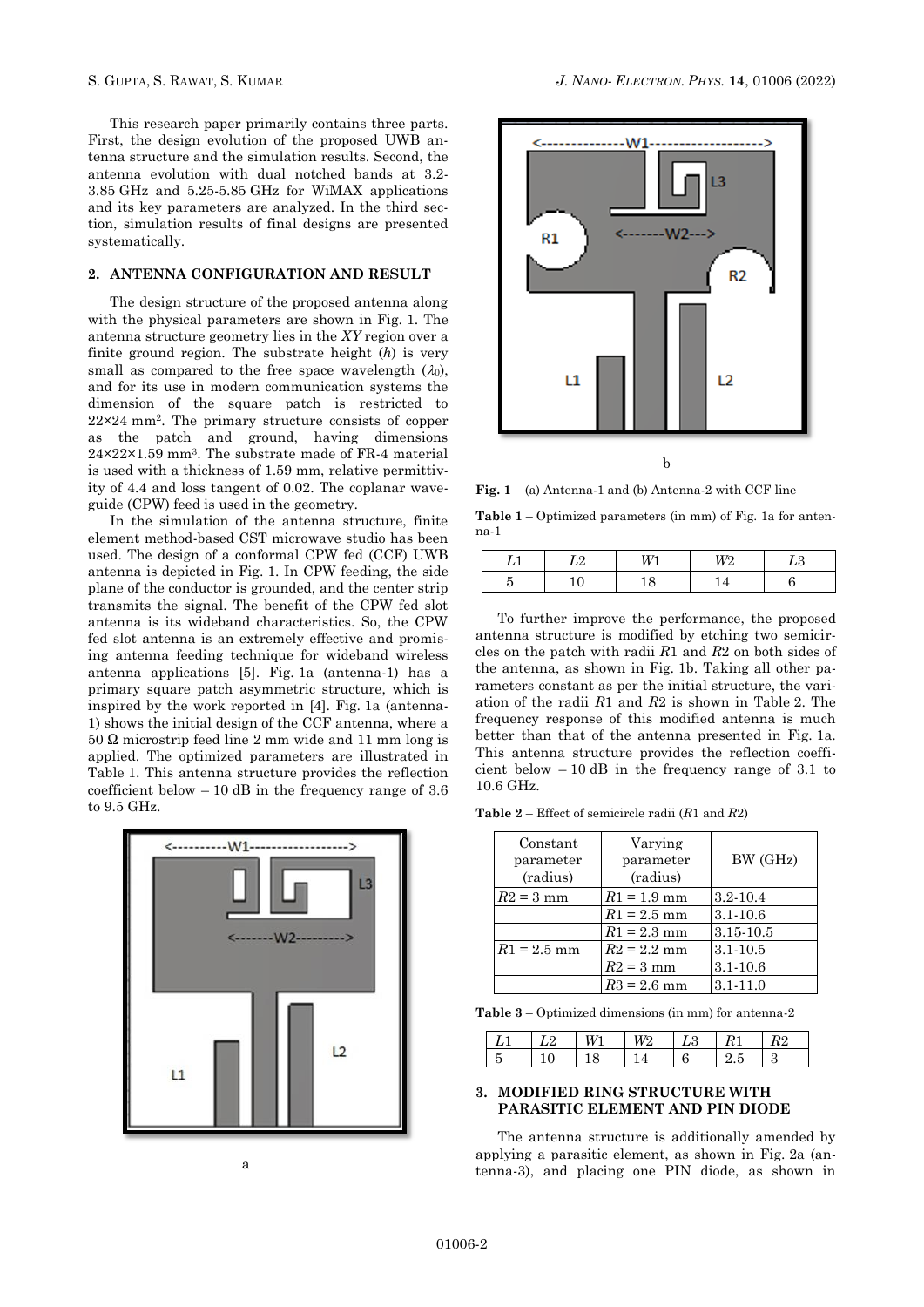This research paper primarily contains three parts. First, the design evolution of the proposed UWB antenna structure and the simulation results. Second, the antenna evolution with dual notched bands at 3.2-3.85 GHz and 5.25-5.85 GHz for WiMAX applications and its key parameters are analyzed. In the third section, simulation results of final designs are presented systematically.

## 2. ANTENNA CONFIGURATION AND RESULT

The design structure of the proposed antenna along with the physical parameters are shown in Fig. 1. The antenna structure geometry lies in the *XY* region over a finite ground region. The substrate height (*h*) is very small as compared to the free space wavelength ($\lambda_0$), and for its use in modern communication systems the dimension of the square patch is restricted to 22×24 mm$^2$. The primary structure consists of copper as the patch and ground, having dimensions 24×22×1.59 mm$^3$. The substrate made of FR-4 material is used with a thickness of 1.59 mm, relative permittivity of 4.4 and loss tangent of 0.02. The coplanar waveguide (CPW) feed is used in the geometry.

In the simulation of the antenna structure, finite element method-based CST microwave studio has been used. The design of a conformal CPW fed (CCF) UWB antenna is depicted in Fig. 1. In CPW feeding, the side plane of the conductor is grounded, and the center strip transmits the signal. The benefit of the CPW fed slot antenna is its wideband characteristics. So, the CPW fed slot antenna is an extremely effective and promising antenna feeding technique for wideband wireless antenna applications [5]. Fig. 1a (antenna-1) has a primary square patch asymmetric structure, which is inspired by the work reported in [4]. Fig. 1a (antenna-1) shows the initial design of the CCF antenna, where a 50 Ω microstrip feed line 2 mm wide and 11 mm long is applied. The optimized parameters are illustrated in Table 1. This antenna structure provides the reflection coefficient below – 10 dB in the frequency range of 3.6 to 9.5 GHz.

a

b

**Fig. 1** – (a) Antenna-1 and (b) Antenna-2 with CCF line

**Table 1** – Optimized parameters (in mm) of Fig. 1a for antenna-1

| $L1$ | $L2$ | $W1$ | $W2$ | $L3$ |
|---|---|---|---|---|
| 5 | 10 | 18 | 14 | 6 |

To further improve the performance, the proposed antenna structure is modified by etching two semicircles on the patch with radii $R1$ and $R2$ on both sides of the antenna, as shown in Fig. 1b. Taking all other parameters constant as per the initial structure, the variation of the radii $R1$ and $R2$ is shown in Table 2. The frequency response of this modified antenna is much better than that of the antenna presented in Fig. 1a. This antenna structure provides the reflection coefficient below – 10 dB in the frequency range of 3.1 to 10.6 GHz.

**Table 2** – Effect of semicircle radii ($R1$ and $R2$)

| Constant parameter (radius) | Varying parameter (radius) | BW (GHz) |
|---|---|---|
| $R2$ = 3 mm | $R1$ = 1.9 mm | 3.2-10.4 |
| | $R1$ = 2.5 mm | 3.1-10.6 |
| | $R1$ = 2.3 mm | 3.15-10.5 |
| $R1$ = 2.5 mm | $R2$ = 2.2 mm | 3.1-10.5 |
| | $R2$ = 3 mm | 3.1-10.6 |
| | $R3$ = 2.6 mm | 3.1-11.0 |

**Table 3** – Optimized dimensions (in mm) for antenna-2

| $L1$ | $L2$ | $W1$ | $W2$ | $L3$ | $R1$ | $R2$ |
|---|---|---|---|---|---|---|
| 5 | 10 | 18 | 14 | 6 | 2.5 | 3 |

## 3. MODIFIED RING STRUCTURE WITH PARASITIC ELEMENT AND PIN DIODE

The antenna structure is additionally amended by applying a parasitic element, as shown in Fig. 2a (antenna-3), and placing one PIN diode, as shown in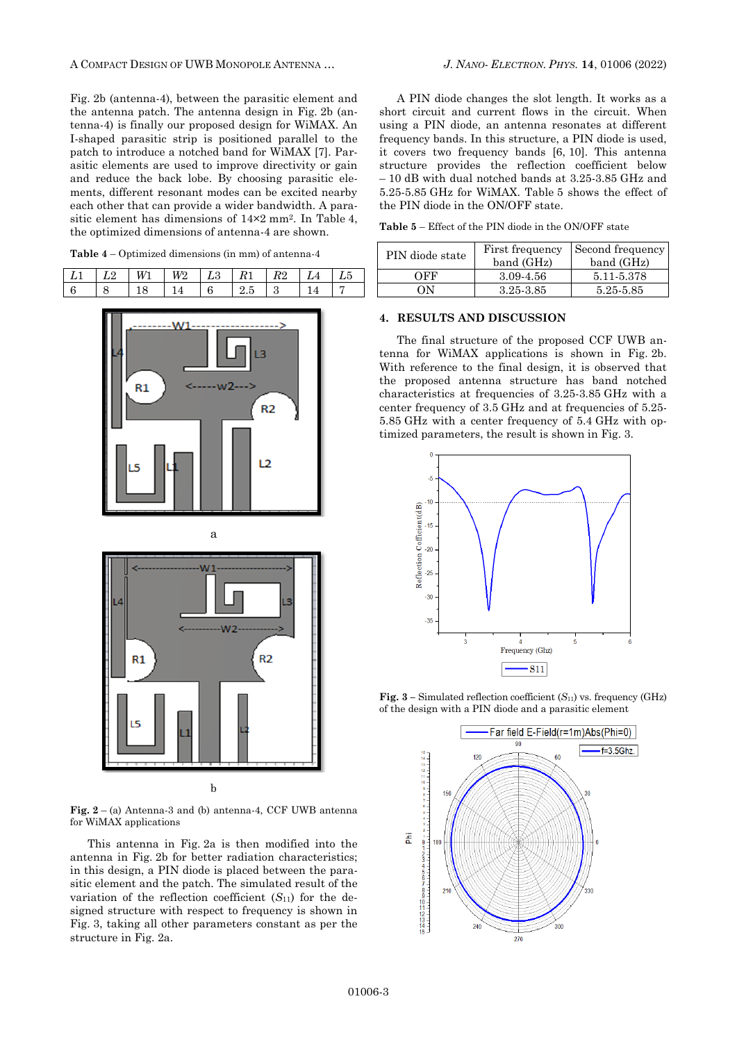Fig. 2b (antenna-4), between the parasitic element and the antenna patch. The antenna design in Fig. 2b (antenna-4) is finally our proposed design for WiMAX. An I-shaped parasitic strip is positioned parallel to the patch to introduce a notched band for WiMAX [7]. Parasitic elements are used to improve directivity or gain and reduce the back lobe. By choosing parasitic elements, different resonant modes can be excited nearby each other that can provide a wider bandwidth. A parasitic element has dimensions of 14×2 mm². In Table 4, the optimized dimensions of antenna-4 are shown.

**Table 4** – Optimized dimensions (in mm) of antenna-4

| $L1$ | $L2$ | $W1$ | $W2$ | $L3$ | $R1$ | $R2$ | $L4$ | $L5$ |
|---|---|---|---|---|---|---|---|---|
| 6 | 8 | 18 | 14 | 6 | 2.5 | 3 | 14 | 7 |

**Fig. 2** – (a) Antenna-3 and (b) antenna-4, CCF UWB antenna for WiMAX applications

This antenna in Fig. 2a is then modified into the antenna in Fig. 2b for better radiation characteristics; in this design, a PIN diode is placed between the parasitic element and the patch. The simulated result of the variation of the reflection coefficient ($S_{11}$) for the designed structure with respect to frequency is shown in Fig. 3, taking all other parameters constant as per the structure in Fig. 2a.

A PIN diode changes the slot length. It works as a short circuit and current flows in the circuit. When using a PIN diode, an antenna resonates at different frequency bands. In this structure, a PIN diode is used, it covers two frequency bands [6, 10]. This antenna structure provides the reflection coefficient below – 10 dB with dual notched bands at 3.25-3.85 GHz and 5.25-5.85 GHz for WiMAX. Table 5 shows the effect of the PIN diode in the ON/OFF state.

**Table 5** – Effect of the PIN diode in the ON/OFF state

| PIN diode state | First frequency band (GHz) | Second frequency band (GHz) |
|---|---|---|
| OFF | 3.09-4.56 | 5.11-5.378 |
| ON | 3.25-3.85 | 5.25-5.85 |

## 4. RESULTS AND DISCUSSION

The final structure of the proposed CCF UWB antenna for WiMAX applications is shown in Fig. 2b. With reference to the final design, it is observed that the proposed antenna structure has band notched characteristics at frequencies of 3.25-3.85 GHz with a center frequency of 3.5 GHz and at frequencies of 5.25-5.85 GHz with a center frequency of 5.4 GHz with optimized parameters, the result is shown in Fig. 3.

**Fig. 3** – Simulated reflection coefficient ($S_{11}$) vs. frequency (GHz) of the design with a PIN diode and a parasitic element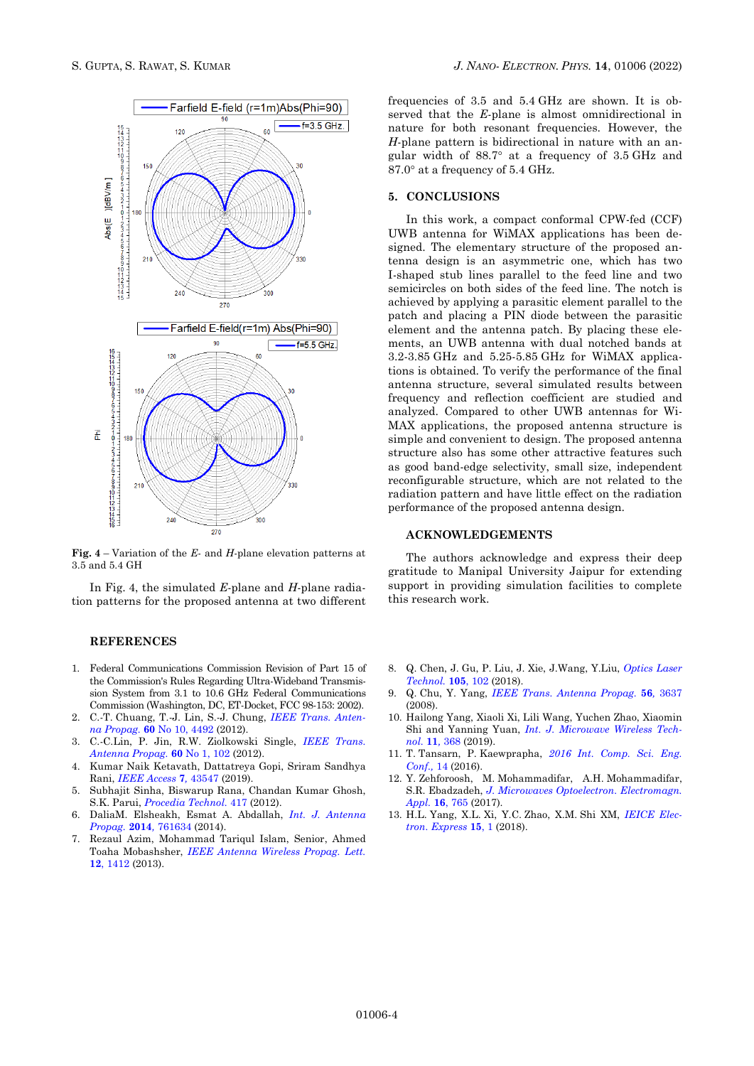Fig. 4 – Variation of the *E*- and *H*-plane elevation patterns at 3.5 and 5.4 GH

In Fig. 4, the simulated *E*-plane and *H*-plane radiation patterns for the proposed antenna at two different frequencies of 3.5 and 5.4 GHz are shown. It is observed that the *E*-plane is almost omnidirectional in nature for both resonant frequencies. However, the *H*-plane pattern is bidirectional in nature with an angular width of 88.7° at a frequency of 3.5 GHz and 87.0° at a frequency of 5.4 GHz.

## 5. CONCLUSIONS

In this work, a compact conformal CPW-fed (CCF) UWB antenna for WiMAX applications has been designed. The elementary structure of the proposed antenna design is an asymmetric one, which has two I-shaped stub lines parallel to the feed line and two semicircles on both sides of the feed line. The notch is achieved by applying a parasitic element parallel to the patch and placing a PIN diode between the parasitic element and the antenna patch. By placing these elements, an UWB antenna with dual notched bands at 3.2-3.85 GHz and 5.25-5.85 GHz for WiMAX applications is obtained. To verify the performance of the final antenna structure, several simulated results between frequency and reflection coefficient are studied and analyzed. Compared to other UWB antennas for WiMAX applications, the proposed antenna structure is simple and convenient to design. The proposed antenna structure also has some other attractive features such as good band-edge selectivity, small size, independent reconfigurable structure, which are not related to the radiation pattern and have little effect on the radiation performance of the proposed antenna design.

## ACKNOWLEDGEMENTS

The authors acknowledge and express their deep gratitude to Manipal University Jaipur for extending support in providing simulation facilities to complete this research work.

## REFERENCES

1. Federal Communications Commission Revision of Part 15 of the Commission's Rules Regarding Ultra-Wideband Transmission System from 3.1 to 10.6 GHz Federal Communications Commission (Washington, DC, ET-Docket, FCC 98-153: 2002).
2. C.-T. Chuang, T.-J. Lin, S.-J. Chung, *IEEE Trans. Antenna Propag.* **60** No 10, 4492 (2012).
3. C.-C.Lin, P. Jin, R.W. Ziolkowski Single, *IEEE Trans. Antenna Propag.* **60** No 1, 102 (2012).
4. Kumar Naik Ketavath, Dattatreya Gopi, Sriram Sandhya Rani, *IEEE Access* **7**, 43547 (2019).
5. Subhajit Sinha, Biswarup Rana, Chandan Kumar Ghosh, S.K. Parui, *Procedia Technol.* 417 (2012).
6. DaliaM. Elsheakh, Esmat A. Abdallah, *Int. J. Antenna Propag.* **2014**, 761634 (2014).
7. Rezaul Azim, Mohammad Tariqul Islam, Senior, Ahmed Toaha Mobashsher, *IEEE Antenna Wireless Propag. Lett.* **12**, 1412 (2013).
8. Q. Chen, J. Gu, P. Liu, J. Xie, J.Wang, Y.Liu, *Optics Laser Technol.* **105**, 102 (2018).
9. Q. Chu, Y. Yang, *IEEE Trans. Antenna Propag.* **56**, 3637 (2008).
10. Hailong Yang, Xiaoli Xi, Lili Wang, Yuchen Zhao, Xiaomin Shi and Yanning Yuan, *Int. J. Microwave Wireless Technol.* **11**, 368 (2019).
11. T. Tansarn, P. Kaewprapha, *2016 Int. Comp. Sci. Eng. Conf.,* 14 (2016).
12. Y. Zehforoosh, M. Mohammadifar, A.H. Mohammadifar, S.R. Ebadzadeh, *J. Microwaves Optoelectron. Electromagn. Appl.* **16**, 765 (2017).
13. H.L. Yang, X.L. Xi, Y.C. Zhao, X.M. Shi XM, *IEICE Electron. Express* **15**, 1 (2018).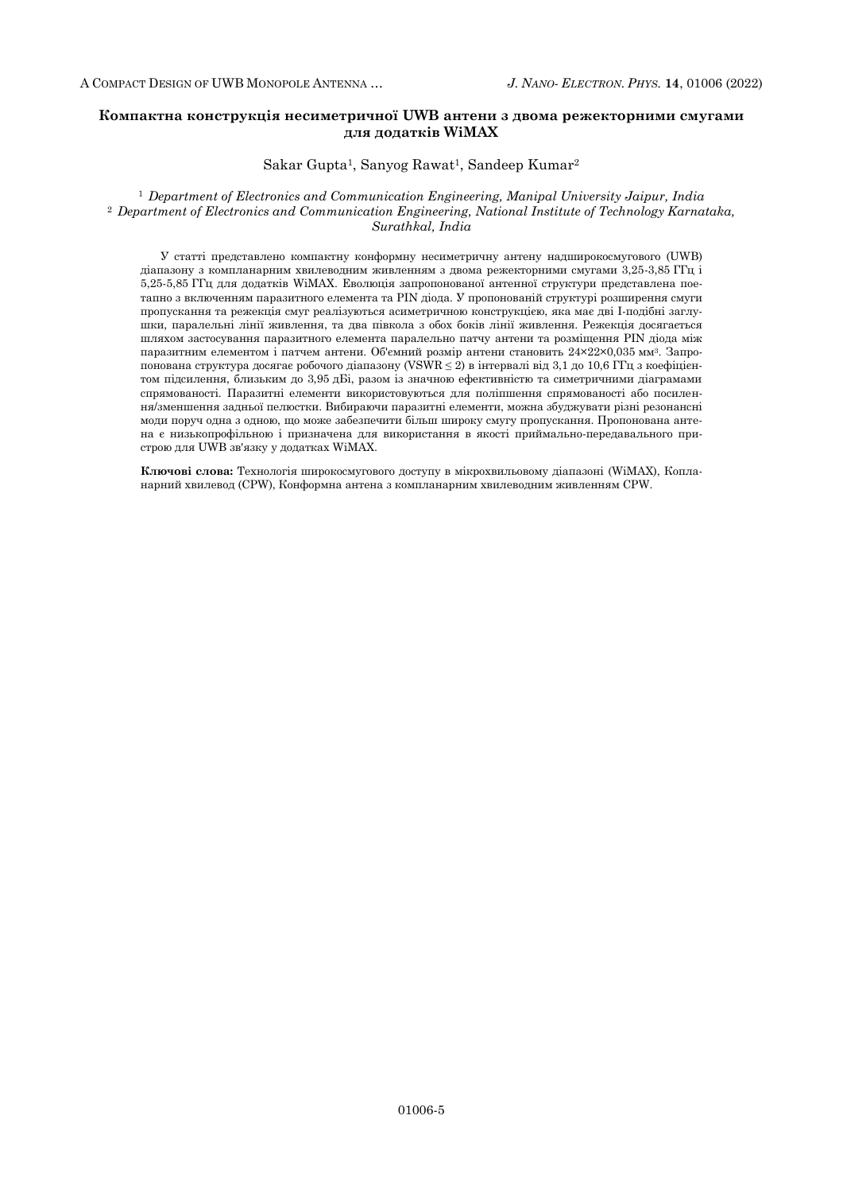**Компактна конструкція несиметричної UWB антени з двома режекторними смугами для додатків WiMAX**

Sakar Gupta[1], Sanyog Rawat[1], Sandeep Kumar[2]

[1] *Department of Electronics and Communication Engineering, Manipal University Jaipur, India*
[2] *Department of Electronics and Communication Engineering, National Institute of Technology Karnataka, Surathkal, India*

У статті представлено компактну конформну несиметричну антену надширокосмугового (UWB) діапазону з компланарним хвилеводним живленням з двома режекторними смугами 3,25-3,85 ГГц і 5,25-5,85 ГГц для додатків WiMAX. Еволюція запропонованої антенної структури представлена поетапно з включенням паразитного елемента та PIN діода. У пропонованій структурі розширення смуги пропускання та режекція смуг реалізуються асиметричною конструкцією, яка має дві I-подібні заглушки, паралельні лінії живлення, та два півкола з обох боків лінії живлення. Режекція досягається шляхом застосування паразитного елемента паралельно патчу антени та розміщення PIN діода між паразитним елементом і патчем антени. Об'ємний розмір антени становить 24×22×0,035 мм³. Запропонована структура досягає робочого діапазону (VSWR ≤ 2) в інтервалі від 3,1 до 10,6 ГГц з коефіцієнтом підсилення, близьким до 3,95 дБі, разом із значною ефективністю та симетричними діаграмами спрямованості. Паразитні елементи використовуються для поліпшення спрямованості або посилення/зменшення задньої пелюстки. Вибираючи паразитні елементи, можна збуджувати різні резонансні моди поруч одна з одною, що може забезпечити більш широку смугу пропускання. Пропонована антена є низькопрофільною і призначена для використання в якості приймально-передавального пристрою для UWB зв'язку у додатках WiMAX.

**Ключові слова:** Технологія широкосмугового доступу в мікрохвильовому діапазоні (WiMAX), Компланарний хвилевод (CPW), Конформна антена з компланарним хвилеводним живленням CPW.